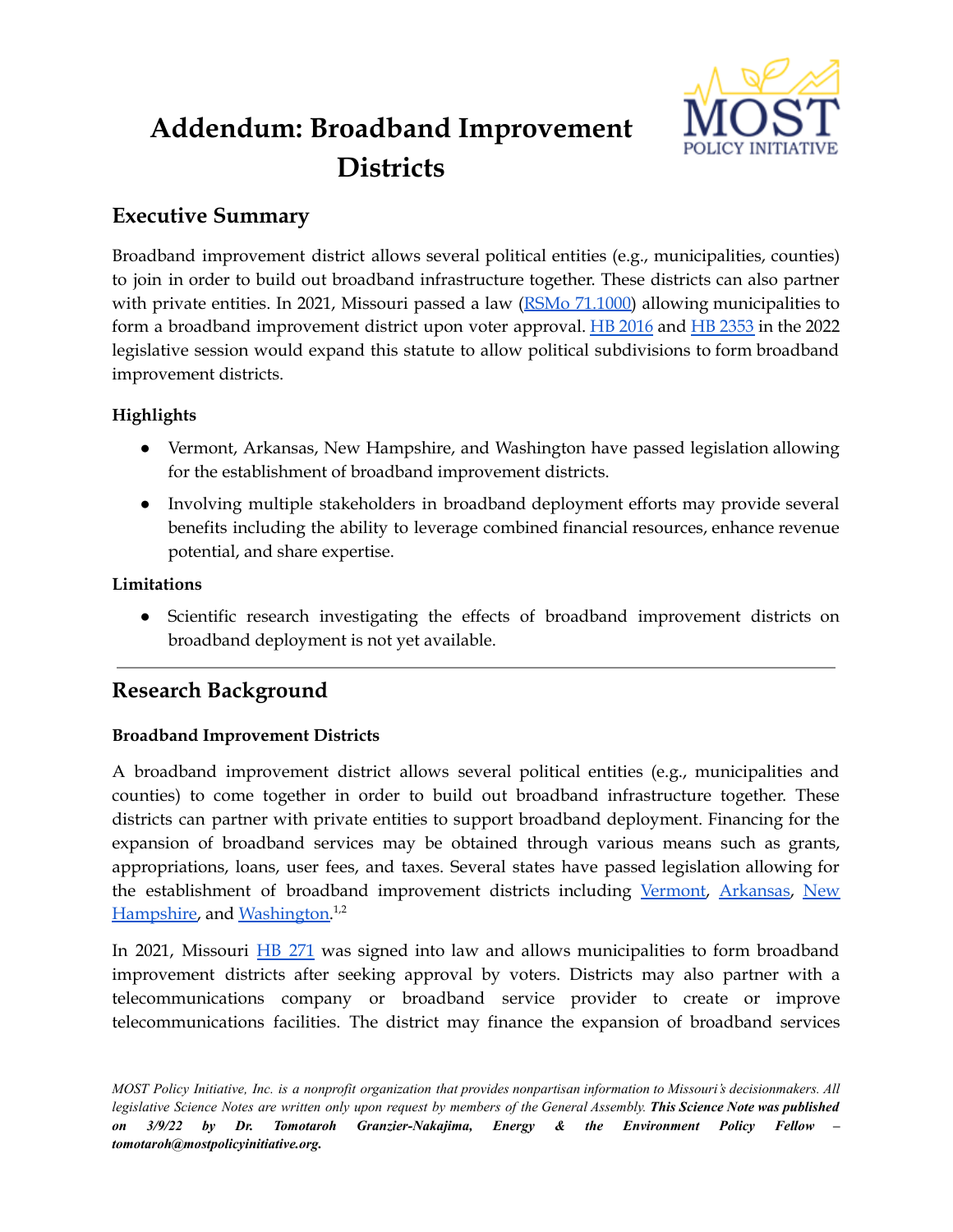# Addendum: Broadband Improvement Districts

## Executive Summary

Broadband improvement district allows several political entities (e.g., municipalities, counties) to join in order to build out broadband infrastructure together. These districts can also partner with private entities. In 2021, Missouri passed a law (RSMo 71.1000) allowing municipalities to form a broadband improvement district upon voter approval. HB 2016 and HB 2353 in the 2022 legislative session would expand this statute to allow political subdivisions to form broadband improvement districts.

### Highlights

- Vermont, Arkansas, New Hampshire, and Washington have passed legislation allowing for the establishment of broadband improvement districts.
- Involving multiple stakeholders in broadband deployment efforts may provide several benefits including the ability to leverage combined financial resources, enhance revenue potential, and share expertise.

### Limitations

- Scientific research investigating the effects of broadband improvement districts on broadband deployment is not yet available.

---

## Research Background

### Broadband Improvement Districts

A broadband improvement district allows several political entities (e.g., municipalities and counties) to come together in order to build out broadband infrastructure together. These districts can partner with private entities to support broadband deployment. Financing for the expansion of broadband services may be obtained through various means such as grants, appropriations, loans, user fees, and taxes. Several states have passed legislation allowing for the establishment of broadband improvement districts including Vermont, Arkansas, New Hampshire, and Washington.[1,2]

In 2021, Missouri HB 271 was signed into law and allows municipalities to form broadband improvement districts after seeking approval by voters. Districts may also partner with a telecommunications company or broadband service provider to create or improve telecommunications facilities. The district may finance the expansion of broadband services

*MOST Policy Initiative, Inc. is a nonprofit organization that provides nonpartisan information to Missouri's decisionmakers. All legislative Science Notes are written only upon request by members of the General Assembly.* ***This Science Note was published on 3/9/22 by Dr. Tomotaroh Granzier-Nakajima, Energy & the Environment Policy Fellow – tomotaroh@mostpolicyinitiative.org.***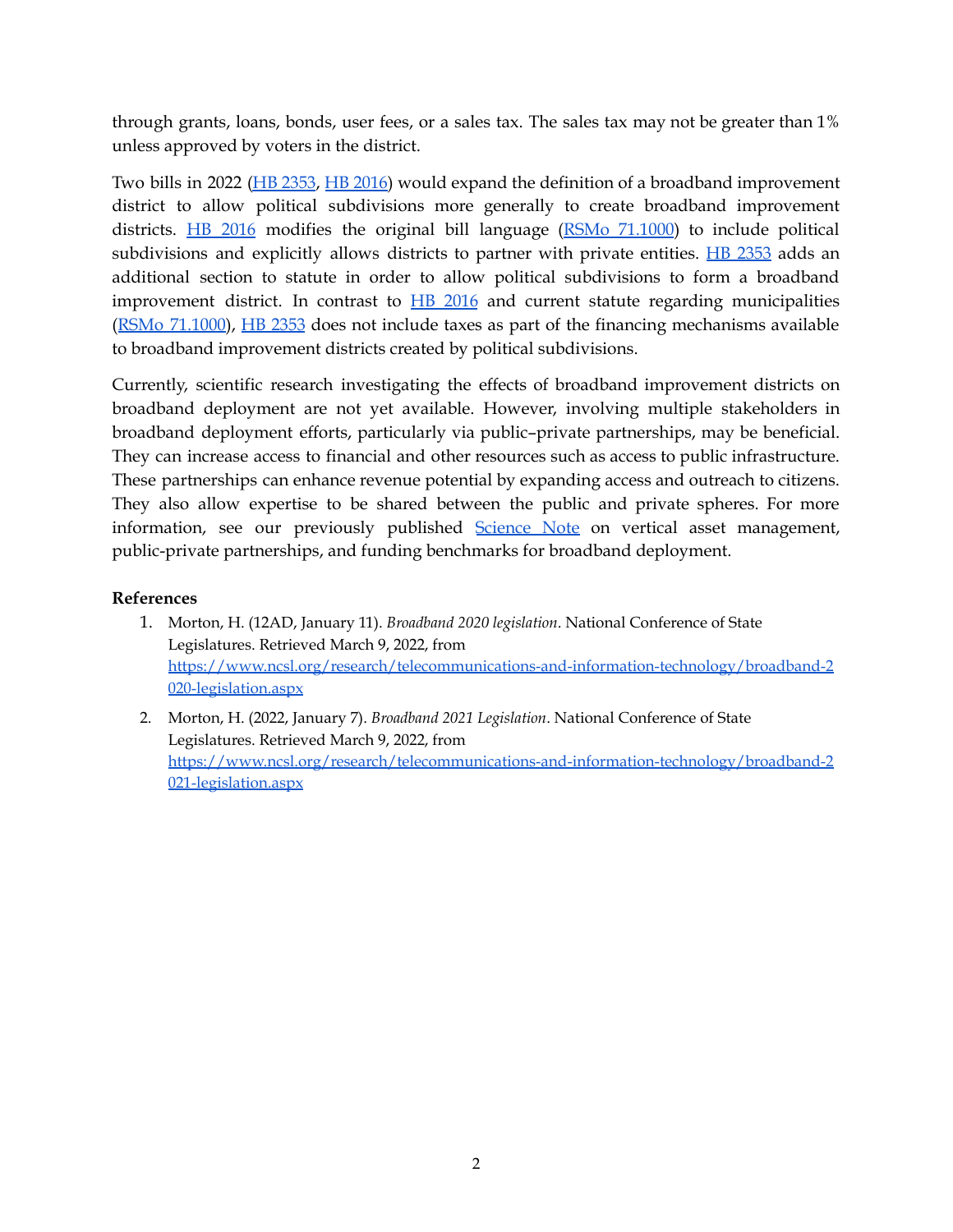through grants, loans, bonds, user fees, or a sales tax. The sales tax may not be greater than 1% unless approved by voters in the district.

Two bills in 2022 (HB 2353, HB 2016) would expand the definition of a broadband improvement district to allow political subdivisions more generally to create broadband improvement districts. HB 2016 modifies the original bill language (RSMo 71.1000) to include political subdivisions and explicitly allows districts to partner with private entities. HB 2353 adds an additional section to statute in order to allow political subdivisions to form a broadband improvement district. In contrast to HB 2016 and current statute regarding municipalities (RSMo 71.1000), HB 2353 does not include taxes as part of the financing mechanisms available to broadband improvement districts created by political subdivisions.

Currently, scientific research investigating the effects of broadband improvement districts on broadband deployment are not yet available. However, involving multiple stakeholders in broadband deployment efforts, particularly via public–private partnerships, may be beneficial. They can increase access to financial and other resources such as access to public infrastructure. These partnerships can enhance revenue potential by expanding access and outreach to citizens. They also allow expertise to be shared between the public and private spheres. For more information, see our previously published Science Note on vertical asset management, public-private partnerships, and funding benchmarks for broadband deployment.

**References**

1. Morton, H. (12AD, January 11). *Broadband 2020 legislation*. National Conference of State Legislatures. Retrieved March 9, 2022, from https://www.ncsl.org/research/telecommunications-and-information-technology/broadband-2020-legislation.aspx
2. Morton, H. (2022, January 7). *Broadband 2021 Legislation*. National Conference of State Legislatures. Retrieved March 9, 2022, from https://www.ncsl.org/research/telecommunications-and-information-technology/broadband-2021-legislation.aspx